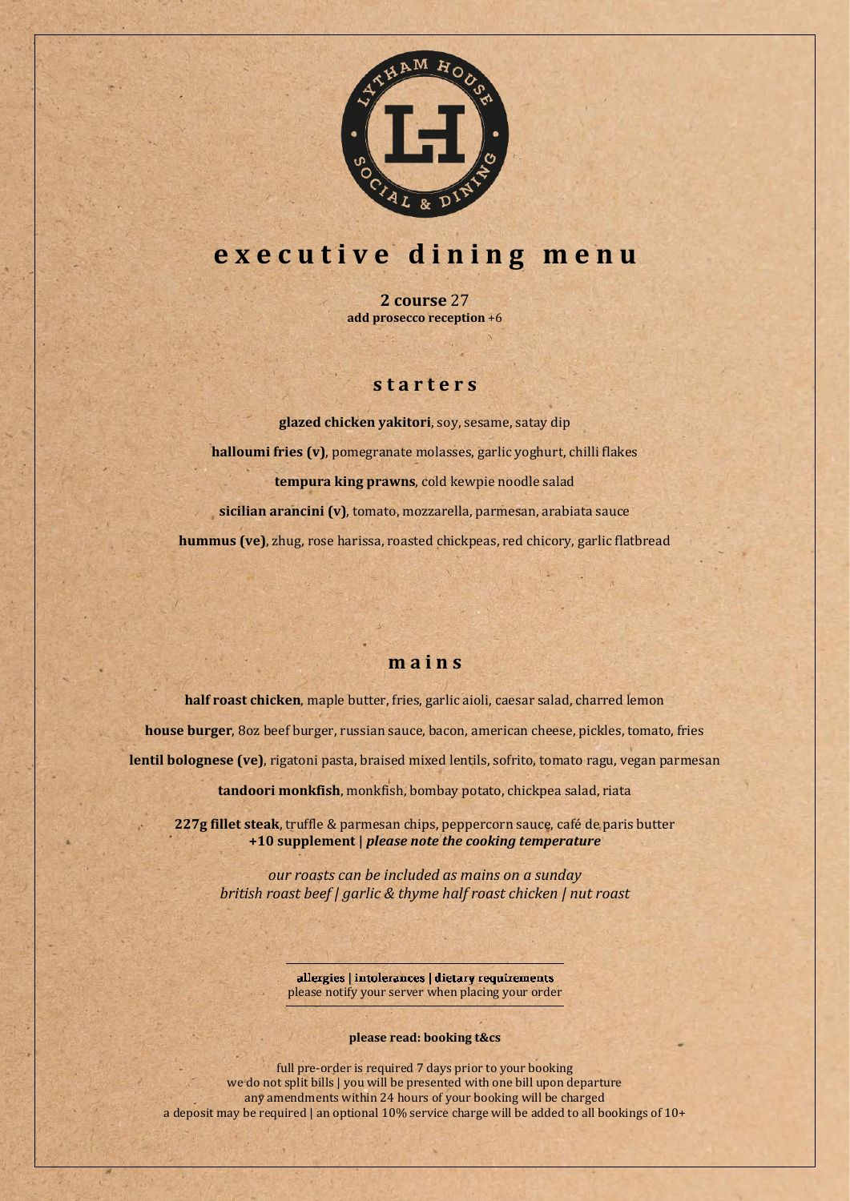# executive dining menu

**2 course** 27
**add prosecco reception** +6

## starters

**glazed chicken yakitori**, soy, sesame, satay dip

**halloumi fries (v)**, pomegranate molasses, garlic yoghurt, chilli flakes

**tempura king prawns**, cold kewpie noodle salad

**sicilian arancini (v)**, tomato, mozzarella, parmesan, arabiata sauce

**hummus (ve)**, zhug, rose harissa, roasted chickpeas, red chicory, garlic flatbread

## mains

**half roast chicken**, maple butter, fries, garlic aioli, caesar salad, charred lemon

**house burger**, 8oz beef burger, russian sauce, bacon, american cheese, pickles, tomato, fries

**lentil bolognese (ve)**, rigatoni pasta, braised mixed lentils, sofrito, tomato ragu, vegan parmesan

**tandoori monkfish**, monkfish, bombay potato, chickpea salad, riata

**227g fillet steak**, truffle & parmesan chips, peppercorn sauce, café de paris butter
**+10 supplement |** ***please note the cooking temperature***

*our roasts can be included as mains on a sunday*
*british roast beef | garlic & thyme half roast chicken | nut roast*

**allergies | intolerances | dietary requirements**
please notify your server when placing your order

**please read: booking t&cs**

full pre-order is required 7 days prior to your booking
we do not split bills | you will be presented with one bill upon departure
any amendments within 24 hours of your booking will be charged
a deposit may be required | an optional 10% service charge will be added to all bookings of 10+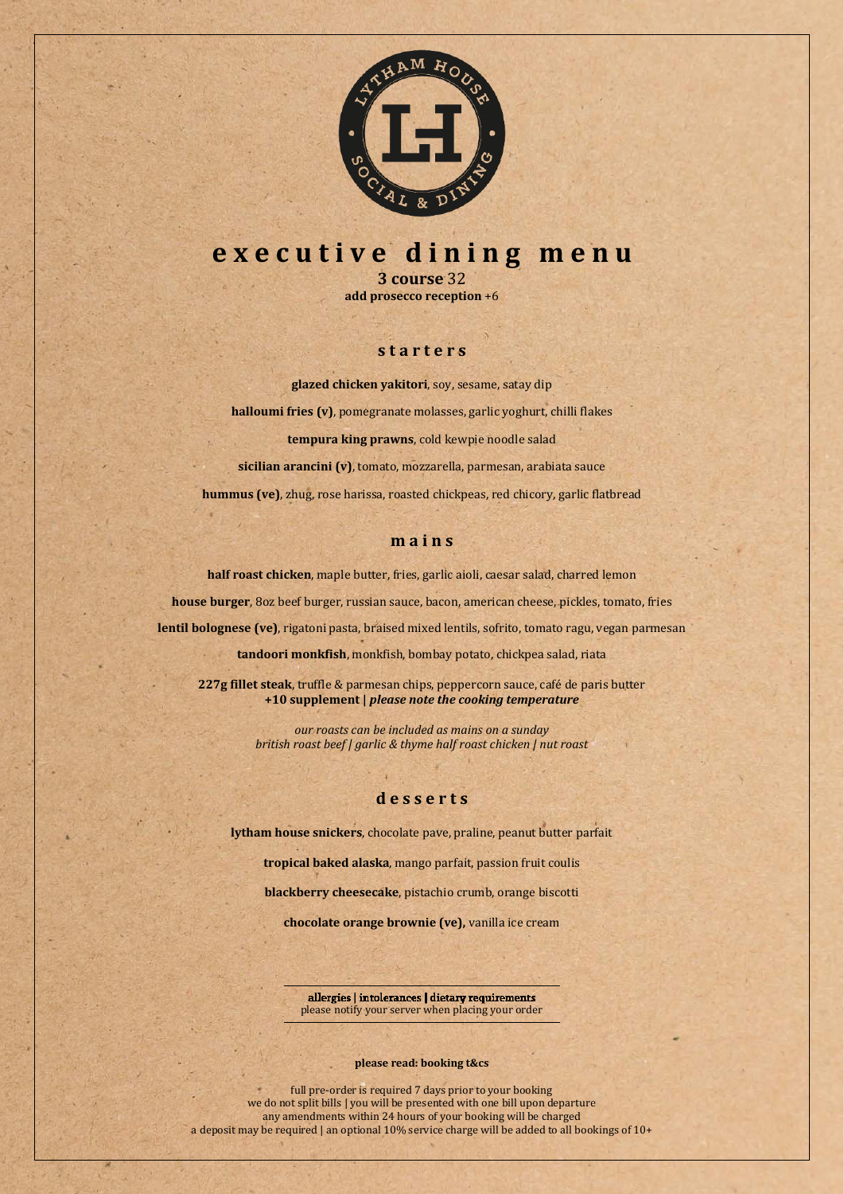# executive dining menu

**3 course** 32
**add prosecco reception** +6

## starters

**glazed chicken yakitori**, soy, sesame, satay dip

**halloumi fries (v)**, pomegranate molasses, garlic yoghurt, chilli flakes

**tempura king prawns**, cold kewpie noodle salad

**sicilian arancini (v)**, tomato, mozzarella, parmesan, arabiata sauce

**hummus (ve)**, zhug, rose harissa, roasted chickpeas, red chicory, garlic flatbread

## mains

**half roast chicken**, maple butter, fries, garlic aioli, caesar salad, charred lemon

**house burger**, 8oz beef burger, russian sauce, bacon, american cheese, pickles, tomato, fries

**lentil bolognese (ve)**, rigatoni pasta, braised mixed lentils, sofrito, tomato ragu, vegan parmesan

**tandoori monkfish**, monkfish, bombay potato, chickpea salad, riata

**227g fillet steak**, truffle & parmesan chips, peppercorn sauce, café de paris butter
**+10 supplement |** ***please note the cooking temperature***

*our roasts can be included as mains on a sunday*
*british roast beef | garlic & thyme half roast chicken | nut roast*

## desserts

**lytham house snickers**, chocolate pave, praline, peanut butter parfait

**tropical baked alaska**, mango parfait, passion fruit coulis

**blackberry cheesecake**, pistachio crumb, orange biscotti

**chocolate orange brownie (ve),** vanilla ice cream

---

allergies | intolerances | dietary requirements
please notify your server when placing your order

---

**please read: booking t&cs**

full pre-order is required 7 days prior to your booking
we do not split bills | you will be presented with one bill upon departure
any amendments within 24 hours of your booking will be charged
a deposit may be required | an optional 10% service charge will be added to all bookings of 10+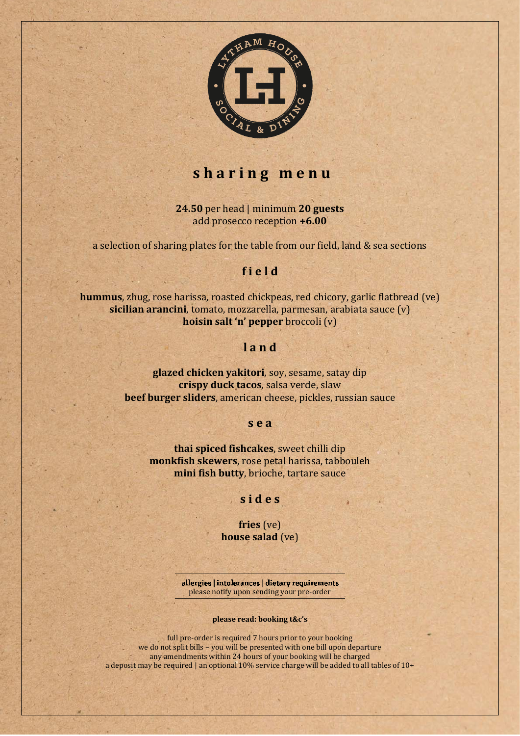LYTHAM HOUSE SOCIAL & DINING

# sharing menu

**24.50** per head | minimum **20 guests**
add prosecco reception **+6.00**

a selection of sharing plates for the table from our field, land & sea sections

## field

**hummus**, zhug, rose harissa, roasted chickpeas, red chicory, garlic flatbread (ve)
**sicilian arancini**, tomato, mozzarella, parmesan, arabiata sauce (v)
**hoisin salt 'n' pepper** broccoli (v)

## land

**glazed chicken yakitori**, soy, sesame, satay dip
**crispy duck tacos**, salsa verde, slaw
**beef burger sliders**, american cheese, pickles, russian sauce

## sea

**thai spiced fishcakes**, sweet chilli dip
**monkfish skewers**, rose petal harissa, tabbouleh
**mini fish butty**, brioche, tartare sauce

## sides

**fries** (ve)
**house salad** (ve)

---

allergies | intolerances | dietary requirements
please notify upon sending your pre-order

---

**please read: booking t&c's**

full pre-order is required 7 hours prior to your booking
we do not split bills – you will be presented with one bill upon departure
any amendments within 24 hours of your booking will be charged
a deposit may be required | an optional 10% service charge will be added to all tables of 10+